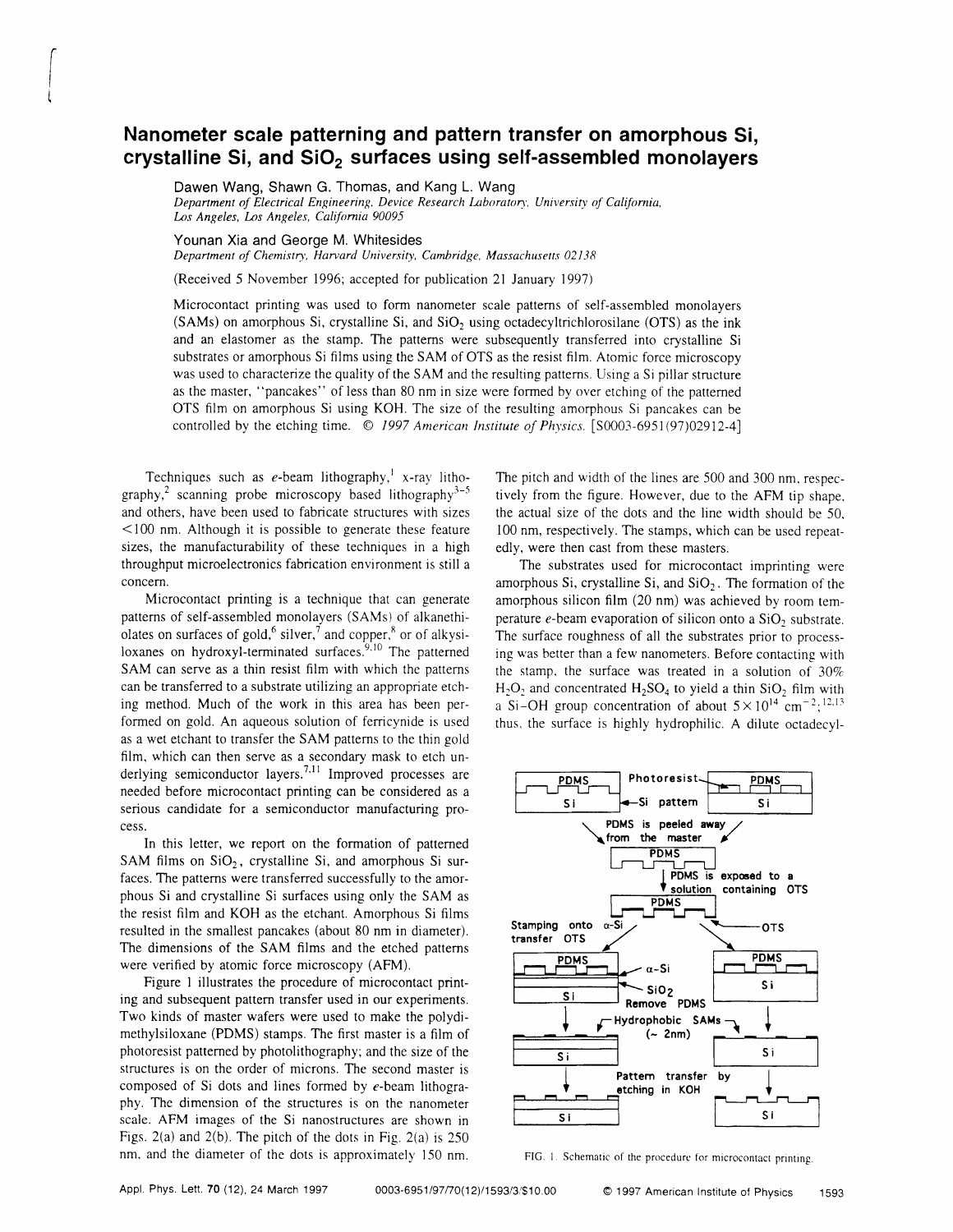# Nanometer scale patterning and pattern transfer on amorphous Si, crystalline Si, and $SiO_2$ surfaces using self-assembled monolayers

Dawen Wang, Shawn G. Thomas, and Kang L. Wang

*Department of Electrical Engineering, Device Research Laboratory, University of California, Los Angeles, Los Angeles, California 90095*

Younan Xia and George M. Whitesides

*Department of Chemistry, Harvard University, Cambridge, Massachusetts 02138*

(Received 5 November 1996; accepted for publication 21 January 1997)

Microcontact printing was used to form nanometer scale patterns of self-assembled monolayers (SAMs) on amorphous Si, crystalline Si, and $SiO_2$ using octadecyltrichlorosilane (OTS) as the ink and an elastomer as the stamp. The patterns were subsequently transferred into crystalline Si substrates or amorphous Si films using the SAM of OTS as the resist film. Atomic force microscopy was used to characterize the quality of the SAM and the resulting patterns. Using a Si pillar structure as the master, "pancakes" of less than 80 nm in size were formed by over etching of the patterned OTS film on amorphous Si using KOH. The size of the resulting amorphous Si pancakes can be controlled by the etching time. © *1997 American Institute of Physics.* [S0003-6951(97)02912-4]

Techniques such as *e*-beam lithography,[1] x-ray lithography,[2] scanning probe microscopy based lithography[3–5] and others, have been used to fabricate structures with sizes <100 nm. Although it is possible to generate these feature sizes, the manufacturability of these techniques in a high throughput microelectronics fabrication environment is still a concern.

Microcontact printing is a technique that can generate patterns of self-assembled monolayers (SAMs) of alkanethiolates on surfaces of gold,[6] silver,[7] and copper,[8] or of alkysiloxanes on hydroxyl-terminated surfaces.[9,10] The patterned SAM can serve as a thin resist film with which the patterns can be transferred to a substrate utilizing an appropriate etching method. Much of the work in this area has been performed on gold. An aqueous solution of ferricynide is used as a wet etchant to transfer the SAM patterns to the thin gold film, which can then serve as a secondary mask to etch underlying semiconductor layers.[7,11] Improved processes are needed before microcontact printing can be considered as a serious candidate for a semiconductor manufacturing process.

In this letter, we report on the formation of patterned SAM films on $SiO_2$, crystalline Si, and amorphous Si surfaces. The patterns were transferred successfully to the amorphous Si and crystalline Si surfaces using only the SAM as the resist film and KOH as the etchant. Amorphous Si films resulted in the smallest pancakes (about 80 nm in diameter). The dimensions of the SAM films and the etched patterns were verified by atomic force microscopy (AFM).

Figure 1 illustrates the procedure of microcontact printing and subsequent pattern transfer used in our experiments. Two kinds of master wafers were used to make the polydimethylsiloxane (PDMS) stamps. The first master is a film of photoresist patterned by photolithography; and the size of the structures is on the order of microns. The second master is composed of Si dots and lines formed by *e*-beam lithography. The dimension of the structures is on the nanometer scale. AFM images of the Si nanostructures are shown in Figs. 2(a) and 2(b). The pitch of the dots in Fig. 2(a) is 250 nm, and the diameter of the dots is approximately 150 nm. The pitch and width of the lines are 500 and 300 nm, respectively from the figure. However, due to the AFM tip shape, the actual size of the dots and the line width should be 50, 100 nm, respectively. The stamps, which can be used repeatedly, were then cast from these masters.

The substrates used for microcontact imprinting were amorphous Si, crystalline Si, and $SiO_2$. The formation of the amorphous silicon film (20 nm) was achieved by room temperature *e*-beam evaporation of silicon onto a $SiO_2$ substrate. The surface roughness of all the substrates prior to processing was better than a few nanometers. Before contacting with the stamp, the surface was treated in a solution of 30% $H_2O_2$ and concentrated $H_2SO_4$ to yield a thin $SiO_2$ film with a Si–OH group concentration of about $5\times10^{14}$ cm$^{-2}$;[12,13] thus, the surface is highly hydrophilic. A dilute octadecyl-

FIG. 1. Schematic of the procedure for microcontact printing.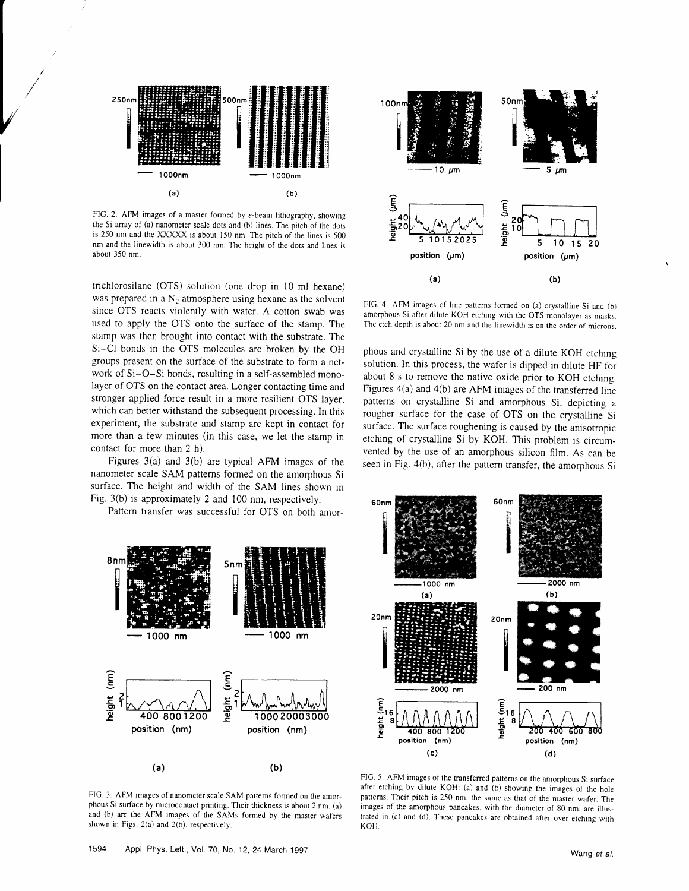FIG. 2. AFM images of a master formed by e-beam lithography, showing the Si array of (a) nanometer scale dots and (b) lines. The pitch of the dots is 250 nm and the XXXXX is about 150 nm. The pitch of the lines is 500 nm and the linewidth is about 300 nm. The height of the dots and lines is about 350 nm.

trichlorosilane (OTS) solution (one drop in 10 ml hexane) was prepared in a $N_2$ atmosphere using hexane as the solvent since OTS reacts violently with water. A cotton swab was used to apply the OTS onto the surface of the stamp. The stamp was then brought into contact with the substrate. The Si–Cl bonds in the OTS molecules are broken by the OH groups present on the surface of the substrate to form a network of Si–O–Si bonds, resulting in a self-assembled monolayer of OTS on the contact area. Longer contacting time and stronger applied force result in a more resilient OTS layer, which can better withstand the subsequent processing. In this experiment, the substrate and stamp are kept in contact for more than a few minutes (in this case, we let the stamp in contact for more than 2 h).

Figures 3(a) and 3(b) are typical AFM images of the nanometer scale SAM patterns formed on the amorphous Si surface. The height and width of the SAM lines shown in Fig. 3(b) is approximately 2 and 100 nm, respectively.

Pattern transfer was successful for OTS on both amorphous and crystalline Si by the use of a dilute KOH etching solution. In this process, the wafer is dipped in dilute HF for about 8 s to remove the native oxide prior to KOH etching. Figures 4(a) and 4(b) are AFM images of the transferred line patterns on crystalline Si and amorphous Si, depicting a rougher surface for the case of OTS on the crystalline Si surface. The surface roughening is caused by the anisotropic etching of crystalline Si by KOH. This problem is circumvented by the use of an amorphous silicon film. As can be seen in Fig. 4(b), after the pattern transfer, the amorphous Si

FIG. 3. AFM images of nanometer scale SAM patterns formed on the amorphous Si surface by microcontact printing. Their thickness is about 2 nm. (a) and (b) are the AFM images of the SAMs formed by the master wafers shown in Figs. 2(a) and 2(b), respectively.

FIG. 4. AFM images of line patterns formed on (a) crystalline Si and (b) amorphous Si after dilute KOH etching with the OTS monolayer as masks. The etch depth is about 20 nm and the linewidth is on the order of microns.

FIG. 5. AFM images of the transferred patterns on the amorphous Si surface after etching by dilute KOH: (a) and (b) showing the images of the hole patterns. Their pitch is 250 nm, the same as that of the master wafer. The images of the amorphous pancakes, with the diameter of 80 nm, are illustrated in (c) and (d). These pancakes are obtained after over etching with KOH.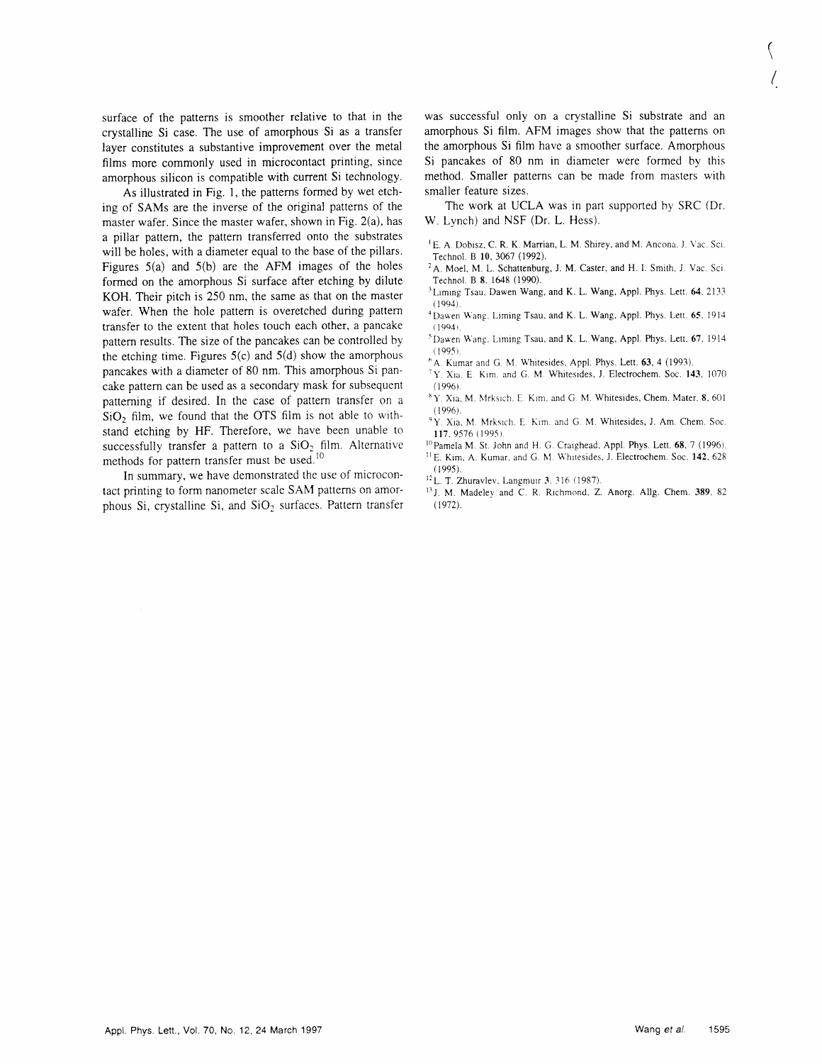surface of the patterns is smoother relative to that in the crystalline Si case. The use of amorphous Si as a transfer layer constitutes a substantive improvement over the metal films more commonly used in microcontact printing, since amorphous silicon is compatible with current Si technology.

As illustrated in Fig. 1, the patterns formed by wet etching of SAMs are the inverse of the original patterns of the master wafer. Since the master wafer, shown in Fig. 2(a), has a pillar pattern, the pattern transferred onto the substrates will be holes, with a diameter equal to the base of the pillars. Figures 5(a) and 5(b) are the AFM images of the holes formed on the amorphous Si surface after etching by dilute KOH. Their pitch is 250 nm, the same as that on the master wafer. When the hole pattern is overetched during pattern transfer to the extent that holes touch each other, a pancake pattern results. The size of the pancakes can be controlled by the etching time. Figures 5(c) and 5(d) show the amorphous pancakes with a diameter of 80 nm. This amorphous Si pancake pattern can be used as a secondary mask for subsequent patterning if desired. In the case of pattern transfer on a $SiO_2$ film, we found that the OTS film is not able to withstand etching by HF. Therefore, we have been unable to successfully transfer a pattern to a $SiO_2$ film. Alternative methods for pattern transfer must be used.[10]

In summary, we have demonstrated the use of microcontact printing to form nanometer scale SAM patterns on amorphous Si, crystalline Si, and $SiO_2$ surfaces. Pattern transfer was successful only on a crystalline Si substrate and an amorphous Si film. AFM images show that the patterns on the amorphous Si film have a smoother surface. Amorphous Si pancakes of 80 nm in diameter were formed by this method. Smaller patterns can be made from masters with smaller feature sizes.

The work at UCLA was in part supported by SRC (Dr. W. Lynch) and NSF (Dr. L. Hess).

[1] E. A. Dobisz, C. R. K. Marrian, L. M. Shirey, and M. Ancona, J. Vac. Sci. Technol. B **10**, 3067 (1992).

[2] A. Moel, M. L. Schattenburg, J. M. Caster, and H. I. Smith, J. Vac. Sci. Technol. B **8**, 1648 (1990).

[3] Liming Tsau, Dawen Wang, and K. L. Wang, Appl. Phys. Lett. **64**, 2133 (1994).

[4] Dawen Wang, Liming Tsau, and K. L. Wang, Appl. Phys. Lett. **65**, 1914 (1994).

[5] Dawen Wang, Liming Tsau, and K. L. Wang, Appl. Phys. Lett. **67**, 1914 (1995).

[6] A. Kumar and G. M. Whitesides, Appl. Phys. Lett. **63**, 4 (1993).

[7] Y. Xia, E. Kim, and G. M. Whitesides, J. Electrochem. Soc. **143**, 1070 (1996).

[8] Y. Xia, M. Mrksich, E. Kim, and G. M. Whitesides, Chem. Mater. **8**, 601 (1996).

[9] Y. Xia, M. Mrksich, E. Kim, and G. M. Whitesides, J. Am. Chem. Soc. **117**, 9576 (1995).

[10] Pamela M. St. John and H. G. Craighead, Appl. Phys. Lett. **68**, 7 (1996).

[11] E. Kim, A. Kumar, and G. M. Whitesides, J. Electrochem. Soc. **142**, 628 (1995).

[12] L. T. Zhuravlev, Langmuir **3**, 316 (1987).

[13] J. M. Madeley and C. R. Richmond, Z. Anorg. Allg. Chem. **389**, 82 (1972).